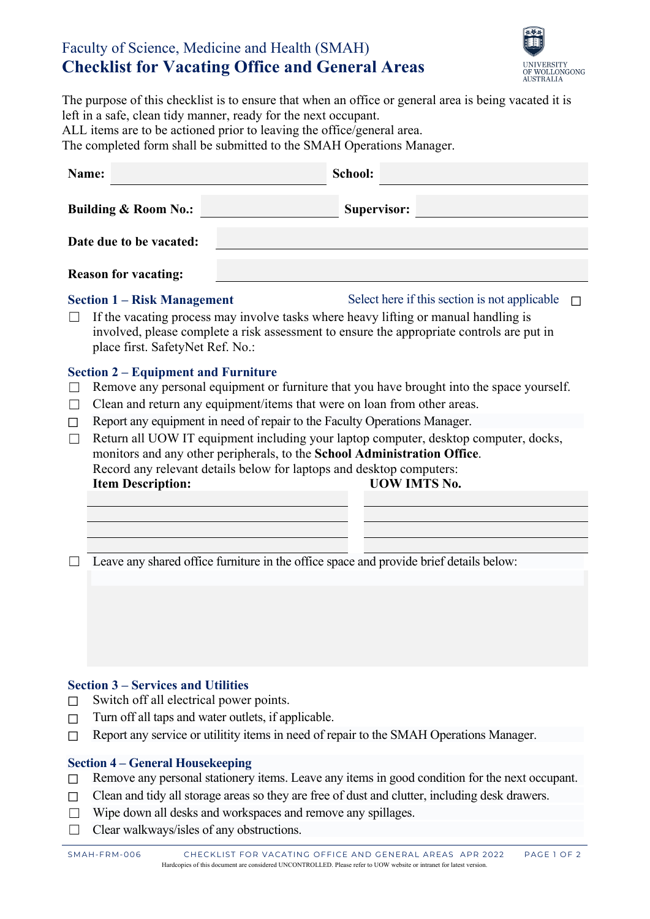Faculty of Science, Medicine and Health (SMAH)

# Checklist for Vacating Office and General Areas

The purpose of this checklist is to ensure that when an office or general area is being vacated it is left in a safe, clean tidy manner, ready for the next occupant.
ALL items are to be actioned prior to leaving the office/general area.
The completed form shall be submitted to the SMAH Operations Manager.

**Name:** ______________________ **School:** ______________________

**Building & Room No.:** ______________________ **Supervisor:** ______________________

**Date due to be vacated:** ______________________

**Reason for vacating:** ______________________

## Section 1 – Risk Management

Select here if this section is not applicable ☐

- ☐ If the vacating process may involve tasks where heavy lifting or manual handling is involved, please complete a risk assessment to ensure the appropriate controls are put in place first. SafetyNet Ref. No.:

## Section 2 – Equipment and Furniture

- ☐ Remove any personal equipment or furniture that you have brought into the space yourself.
- ☐ Clean and return any equipment/items that were on loan from other areas.
- ☐ Report any equipment in need of repair to the Faculty Operations Manager.
- ☐ Return all UOW IT equipment including your laptop computer, desktop computer, docks, monitors and any other peripherals, to the **School Administration Office**.
  Record any relevant details below for laptops and desktop computers:

| Item Description: | UOW IMTS No. |
|---|---|
| | |
| | |
| | |
| | |

- ☐ Leave any shared office furniture in the office space and provide brief details below:

## Section 3 – Services and Utilities

- ☐ Switch off all electrical power points.
- ☐ Turn off all taps and water outlets, if applicable.
- ☐ Report any service or utility items in need of repair to the SMAH Operations Manager.

## Section 4 – General Housekeeping

- ☐ Remove any personal stationery items. Leave any items in good condition for the next occupant.
- ☐ Clean and tidy all storage areas so they are free of dust and clutter, including desk drawers.
- ☐ Wipe down all desks and workspaces and remove any spillages.
- ☐ Clear walkways/isles of any obstructions.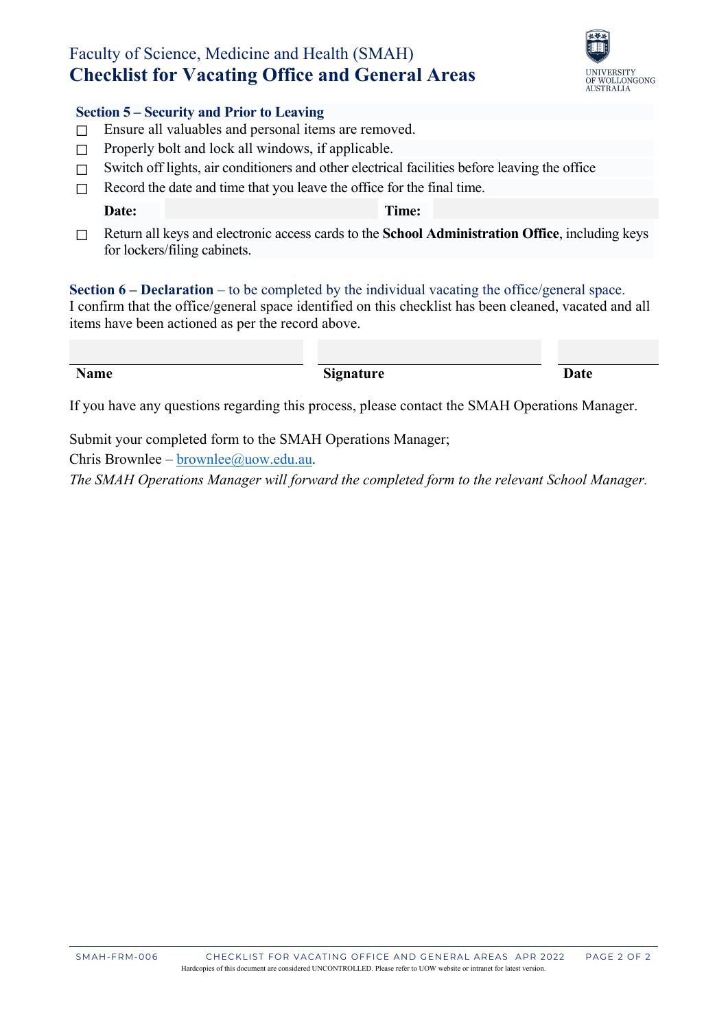Faculty of Science, Medicine and Health (SMAH)

# Checklist for Vacating Office and General Areas

### Section 5 – Security and Prior to Leaving

- ☐ Ensure all valuables and personal items are removed.
- ☐ Properly bolt and lock all windows, if applicable.
- ☐ Switch off lights, air conditioners and other electrical facilities before leaving the office
- ☐ Record the date and time that you leave the office for the final time.

  **Date:** &nbsp;&nbsp;&nbsp;&nbsp;&nbsp;&nbsp;&nbsp;&nbsp; **Time:**

- ☐ Return all keys and electronic access cards to the **School Administration Office**, including keys for lockers/filing cabinets.

**Section 6 – Declaration** – to be completed by the individual vacating the office/general space.
I confirm that the office/general space identified on this checklist has been cleaned, vacated and all items have been actioned as per the record above.

| | | |
|---|---|---|
| | | |
| **Name** | **Signature** | **Date** |

If you have any questions regarding this process, please contact the SMAH Operations Manager.

Submit your completed form to the SMAH Operations Manager;
Chris Brownlee – brownlee@uow.edu.au.
*The SMAH Operations Manager will forward the completed form to the relevant School Manager.*

Hardcopies of this document are considered UNCONTROLLED. Please refer to UOW website or intranet for latest version.